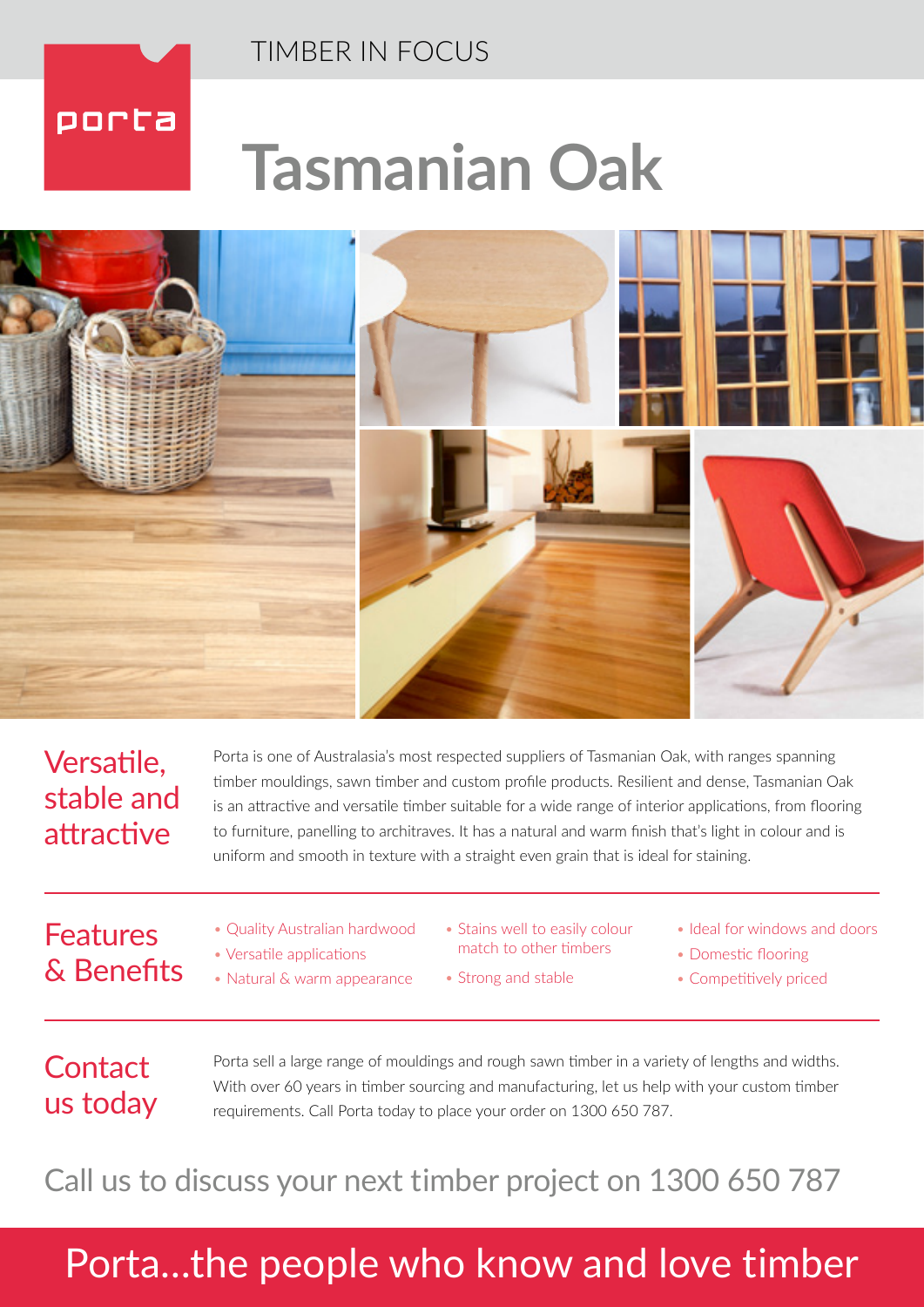porta

TIMBER IN FOCUS

# Tasmanian Oak

## Versatile, stable and attractive

Porta is one of Australasia's most respected suppliers of Tasmanian Oak, with ranges spanning timber mouldings, sawn timber and custom profile products. Resilient and dense, Tasmanian Oak is an attractive and versatile timber suitable for a wide range of interior applications, from flooring to furniture, panelling to architraves. It has a natural and warm finish that's light in colour and is uniform and smooth in texture with a straight even grain that is ideal for staining.

## Features & Benefits

- Quality Australian hardwood
- Versatile applications
- Natural & warm appearance
- Stains well to easily colour match to other timbers
- Strong and stable
- Ideal for windows and doors
- Domestic flooring
- Competitively priced

## Contact us today

Porta sell a large range of mouldings and rough sawn timber in a variety of lengths and widths. With over 60 years in timber sourcing and manufacturing, let us help with your custom timber requirements. Call Porta today to place your order on 1300 650 787.

Call us to discuss your next timber project on 1300 650 787

Porta...the people who know and love timber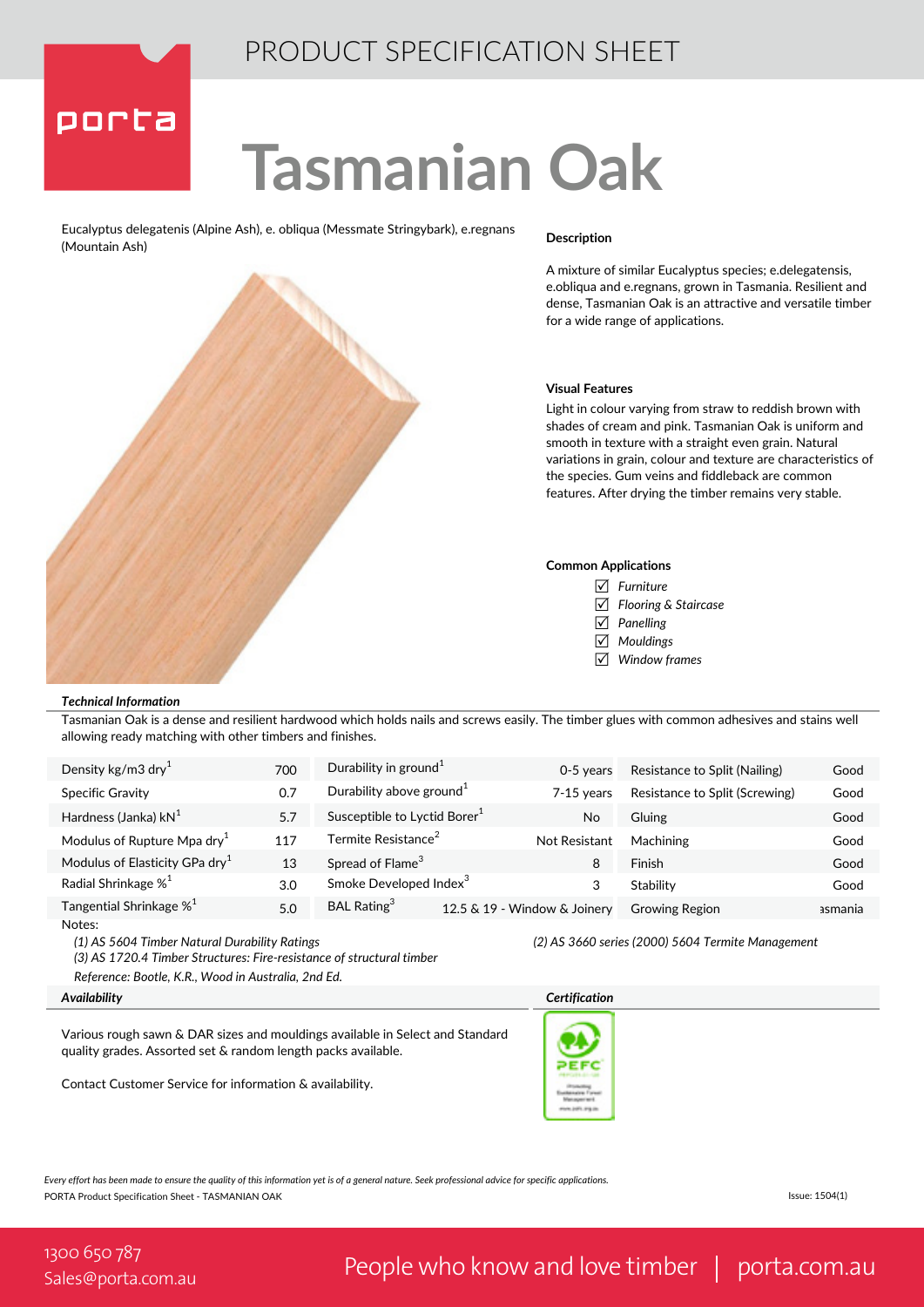PRODUCT SPECIFICATION SHEET

# Tasmanian Oak

Eucalyptus delegatenis (Alpine Ash), e. obliqua (Messmate Stringybark), e.regnans (Mountain Ash)

**Description**

A mixture of similar Eucalyptus species; e.delegatensis, e.obliqua and e.regnans, grown in Tasmania. Resilient and dense, Tasmanian Oak is an attractive and versatile timber for a wide range of applications.

**Visual Features**

Light in colour varying from straw to reddish brown with shades of cream and pink. Tasmanian Oak is uniform and smooth in texture with a straight even grain. Natural variations in grain, colour and texture are characteristics of the species. Gum veins and fiddleback are common features. After drying the timber remains very stable.

**Common Applications**

- ☑ *Furniture*
- ☑ *Flooring & Staircase*
- ☑ *Panelling*
- ☑ *Mouldings*
- ☑ *Window frames*

***Technical Information***

Tasmanian Oak is a dense and resilient hardwood which holds nails and screws easily. The timber glues with common adhesives and stains well allowing ready matching with other timbers and finishes.

| | | | | | |
|---|---|---|---|---|---|
| Density kg/m3 dry[1] | 700 | Durability in ground[1] | 0-5 years | Resistance to Split (Nailing) | Good |
| Specific Gravity | 0.7 | Durability above ground[1] | 7-15 years | Resistance to Split (Screwing) | Good |
| Hardness (Janka) kN[1] | 5.7 | Susceptible to Lyctid Borer[1] | No | Gluing | Good |
| Modulus of Rupture Mpa dry[1] | 117 | Termite Resistance[2] | Not Resistant | Machining | Good |
| Modulus of Elasticity GPa dry[1] | 13 | Spread of Flame[3] | 8 | Finish | Good |
| Radial Shrinkage %[1] | 3.0 | Smoke Developed Index[3] | 3 | Stability | Good |
| Tangential Shrinkage %[1] | 5.0 | BAL Rating[3] | 12.5 & 19 - Window & Joinery | Growing Region | asmania |

Notes:

*(1) AS 5604 Timber Natural Durability Ratings*

*(2) AS 3660 series (2000) 5604 Termite Management*

*(3) AS 1720.4 Timber Structures: Fire-resistance of structural timber*

*Reference: Bootle, K.R., Wood in Australia, 2nd Ed.*

***Availability***

Various rough sawn & DAR sizes and mouldings available in Select and Standard quality grades. Assorted set & random length packs available.

Contact Customer Service for information & availability.

***Certification***

PEFC

*Every effort has been made to ensure the quality of this information yet is of a general nature. Seek professional advice for specific applications.*

PORTA Product Specification Sheet - TASMANIAN OAK

Issue: 1504(1)

1300 650 787
Sales@porta.com.au

People who know and love timber | porta.com.au